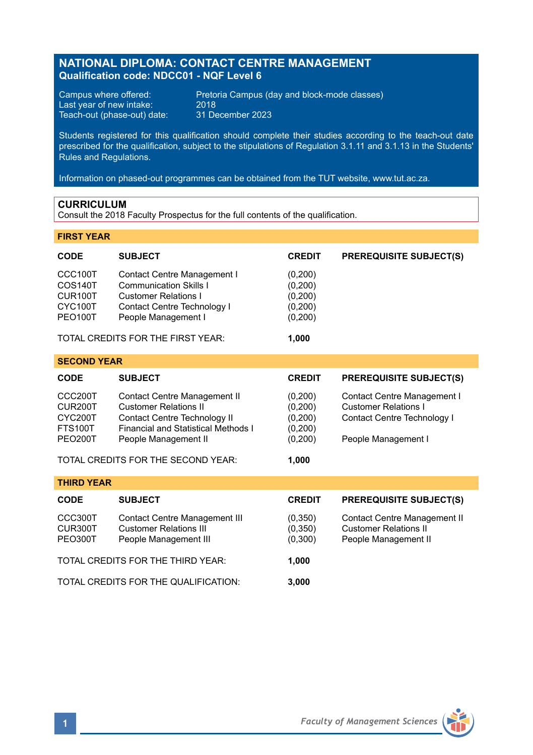# NATIONAL DIPLOMA: CONTACT CENTRE MANAGEMENT

**Qualification code: NDCC01 - NQF Level 6**

Campus where offered: Pretoria Campus (day and block-mode classes)
Last year of new intake: 2018
Teach-out (phase-out) date: 31 December 2023

Students registered for this qualification should complete their studies according to the teach-out date prescribed for the qualification, subject to the stipulations of Regulation 3.1.11 and 3.1.13 in the Students' Rules and Regulations.

Information on phased-out programmes can be obtained from the TUT website, www.tut.ac.za.

## CURRICULUM

Consult the 2018 Faculty Prospectus for the full contents of the qualification.

### FIRST YEAR

| CODE | SUBJECT | CREDIT | PREREQUISITE SUBJECT(S) |
|---|---|---|---|
| CCC100T | Contact Centre Management I | (0,200) | |
| COS140T | Communication Skills I | (0,200) | |
| CUR100T | Customer Relations I | (0,200) | |
| CYC100T | Contact Centre Technology I | (0,200) | |
| PEO100T | People Management I | (0,200) | |
| TOTAL CREDITS FOR THE FIRST YEAR: | | **1,000** | |

### SECOND YEAR

| CODE | SUBJECT | CREDIT | PREREQUISITE SUBJECT(S) |
|---|---|---|---|
| CCC200T | Contact Centre Management II | (0,200) | Contact Centre Management I |
| CUR200T | Customer Relations II | (0,200) | Customer Relations I |
| CYC200T | Contact Centre Technology II | (0,200) | Contact Centre Technology I |
| FTS100T | Financial and Statistical Methods I | (0,200) | |
| PEO200T | People Management II | (0,200) | People Management I |
| TOTAL CREDITS FOR THE SECOND YEAR: | | **1,000** | |

### THIRD YEAR

| CODE | SUBJECT | CREDIT | PREREQUISITE SUBJECT(S) |
|---|---|---|---|
| CCC300T | Contact Centre Management III | (0,350) | Contact Centre Management II |
| CUR300T | Customer Relations III | (0,350) | Customer Relations II |
| PEO300T | People Management III | (0,300) | People Management II |
| TOTAL CREDITS FOR THE THIRD YEAR: | | **1,000** | |
| TOTAL CREDITS FOR THE QUALIFICATION: | | **3,000** | |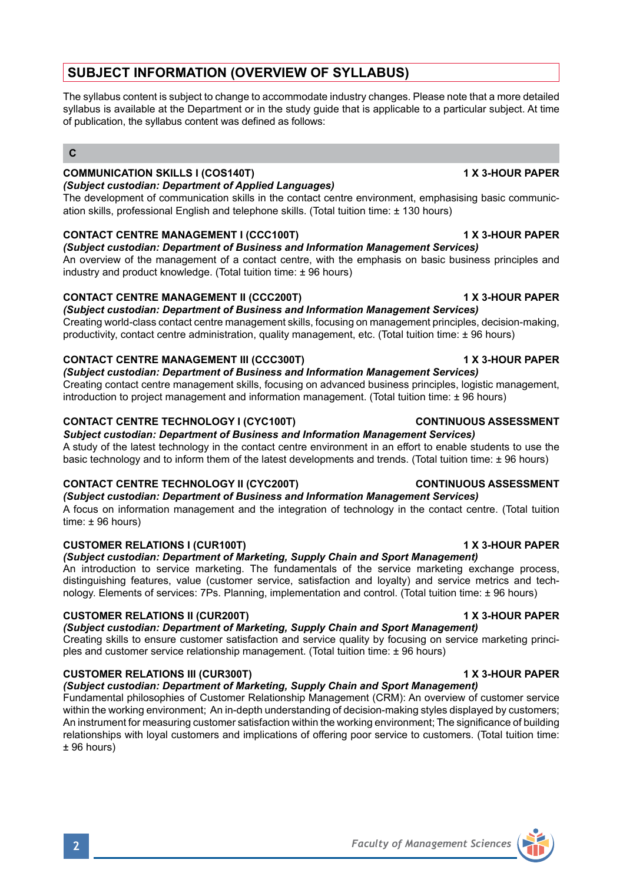## SUBJECT INFORMATION (OVERVIEW OF SYLLABUS)

The syllabus content is subject to change to accommodate industry changes. Please note that a more detailed syllabus is available at the Department or in the study guide that is applicable to a particular subject. At time of publication, the syllabus content was defined as follows:

### C

**COMMUNICATION SKILLS I (COS140T)** **1 X 3-HOUR PAPER**
***(Subject custodian: Department of Applied Languages)***
The development of communication skills in the contact centre environment, emphasising basic communication skills, professional English and telephone skills. (Total tuition time: ± 130 hours)

**CONTACT CENTRE MANAGEMENT I (CCC100T)** **1 X 3-HOUR PAPER**
***(Subject custodian: Department of Business and Information Management Services)***
An overview of the management of a contact centre, with the emphasis on basic business principles and industry and product knowledge. (Total tuition time: ± 96 hours)

**CONTACT CENTRE MANAGEMENT II (CCC200T)** **1 X 3-HOUR PAPER**
***(Subject custodian: Department of Business and Information Management Services)***
Creating world-class contact centre management skills, focusing on management principles, decision-making, productivity, contact centre administration, quality management, etc. (Total tuition time: ± 96 hours)

**CONTACT CENTRE MANAGEMENT III (CCC300T)** **1 X 3-HOUR PAPER**
***(Subject custodian: Department of Business and Information Management Services)***
Creating contact centre management skills, focusing on advanced business principles, logistic management, introduction to project management and information management. (Total tuition time: ± 96 hours)

**CONTACT CENTRE TECHNOLOGY I (CYC100T)** **CONTINUOUS ASSESSMENT**
***Subject custodian: Department of Business and Information Management Services)***
A study of the latest technology in the contact centre environment in an effort to enable students to use the basic technology and to inform them of the latest developments and trends. (Total tuition time: ± 96 hours)

**CONTACT CENTRE TECHNOLOGY II (CYC200T)** **CONTINUOUS ASSESSMENT**
***(Subject custodian: Department of Business and Information Management Services)***
A focus on information management and the integration of technology in the contact centre. (Total tuition time: ± 96 hours)

**CUSTOMER RELATIONS I (CUR100T)** **1 X 3-HOUR PAPER**
***(Subject custodian: Department of Marketing, Supply Chain and Sport Management)***
An introduction to service marketing. The fundamentals of the service marketing exchange process, distinguishing features, value (customer service, satisfaction and loyalty) and service metrics and technology. Elements of services: 7Ps. Planning, implementation and control. (Total tuition time: ± 96 hours)

**CUSTOMER RELATIONS II (CUR200T)** **1 X 3-HOUR PAPER**
***(Subject custodian: Department of Marketing, Supply Chain and Sport Management)***
Creating skills to ensure customer satisfaction and service quality by focusing on service marketing principles and customer service relationship management. (Total tuition time: ± 96 hours)

**CUSTOMER RELATIONS III (CUR300T)** **1 X 3-HOUR PAPER**
***(Subject custodian: Department of Marketing, Supply Chain and Sport Management)***
Fundamental philosophies of Customer Relationship Management (CRM): An overview of customer service within the working environment; An in-depth understanding of decision-making styles displayed by customers; An instrument for measuring customer satisfaction within the working environment; The significance of building relationships with loyal customers and implications of offering poor service to customers. (Total tuition time: ± 96 hours)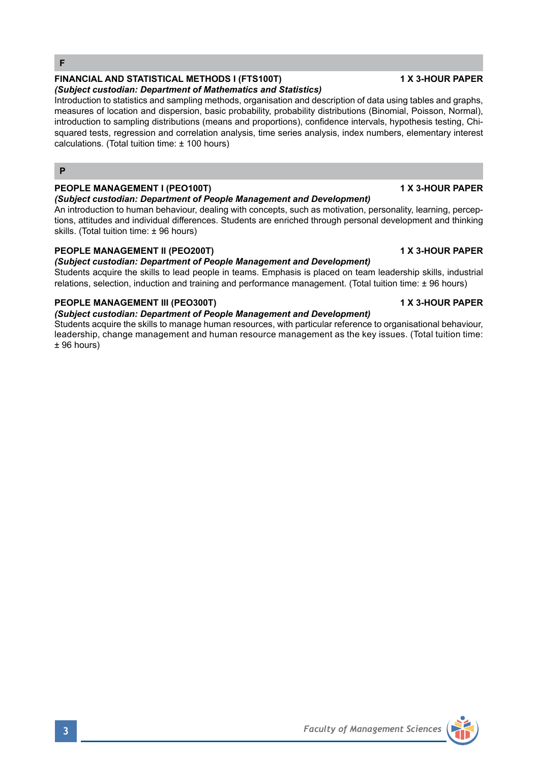## F

**FINANCIAL AND STATISTICAL METHODS I (FTS100T)** **1 X 3-HOUR PAPER**

***(Subject custodian: Department of Mathematics and Statistics)***

Introduction to statistics and sampling methods, organisation and description of data using tables and graphs, measures of location and dispersion, basic probability, probability distributions (Binomial, Poisson, Normal), introduction to sampling distributions (means and proportions), confidence intervals, hypothesis testing, Chi-squared tests, regression and correlation analysis, time series analysis, index numbers, elementary interest calculations. (Total tuition time: ± 100 hours)

## P

**PEOPLE MANAGEMENT I (PEO100T)** **1 X 3-HOUR PAPER**

***(Subject custodian: Department of People Management and Development)***

An introduction to human behaviour, dealing with concepts, such as motivation, personality, learning, perceptions, attitudes and individual differences. Students are enriched through personal development and thinking skills. (Total tuition time: ± 96 hours)

**PEOPLE MANAGEMENT II (PEO200T)** **1 X 3-HOUR PAPER**

***(Subject custodian: Department of People Management and Development)***

Students acquire the skills to lead people in teams. Emphasis is placed on team leadership skills, industrial relations, selection, induction and training and performance management. (Total tuition time: ± 96 hours)

**PEOPLE MANAGEMENT III (PEO300T)** **1 X 3-HOUR PAPER**

***(Subject custodian: Department of People Management and Development)***

Students acquire the skills to manage human resources, with particular reference to organisational behaviour, leadership, change management and human resource management as the key issues. (Total tuition time: ± 96 hours)